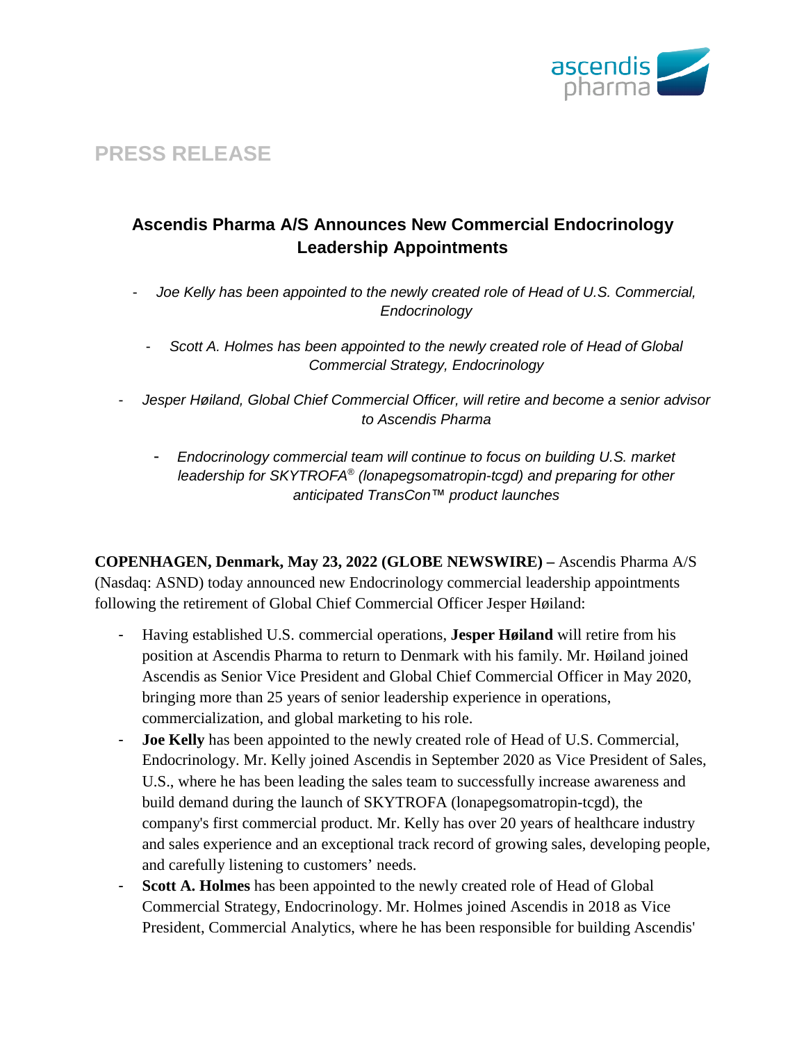# PRESS RELEASE

## Ascendis Pharma A/S Announces New Commercial Endocrinology Leadership Appointments

- *Joe Kelly has been appointed to the newly created role of Head of U.S. Commercial, Endocrinology*
- *Scott A. Holmes has been appointed to the newly created role of Head of Global Commercial Strategy, Endocrinology*
- *Jesper Høiland, Global Chief Commercial Officer, will retire and become a senior advisor to Ascendis Pharma*
- *Endocrinology commercial team will continue to focus on building U.S. market leadership for SKYTROFA® (lonapegsomatropin-tcgd) and preparing for other anticipated TransCon™ product launches*

**COPENHAGEN, Denmark, May 23, 2022 (GLOBE NEWSWIRE) –** Ascendis Pharma A/S (Nasdaq: ASND) today announced new Endocrinology commercial leadership appointments following the retirement of Global Chief Commercial Officer Jesper Høiland:

- Having established U.S. commercial operations, **Jesper Høiland** will retire from his position at Ascendis Pharma to return to Denmark with his family. Mr. Høiland joined Ascendis as Senior Vice President and Global Chief Commercial Officer in May 2020, bringing more than 25 years of senior leadership experience in operations, commercialization, and global marketing to his role.
- **Joe Kelly** has been appointed to the newly created role of Head of U.S. Commercial, Endocrinology. Mr. Kelly joined Ascendis in September 2020 as Vice President of Sales, U.S., where he has been leading the sales team to successfully increase awareness and build demand during the launch of SKYTROFA (lonapegsomatropin-tcgd), the company's first commercial product. Mr. Kelly has over 20 years of healthcare industry and sales experience and an exceptional track record of growing sales, developing people, and carefully listening to customers' needs.
- **Scott A. Holmes** has been appointed to the newly created role of Head of Global Commercial Strategy, Endocrinology. Mr. Holmes joined Ascendis in 2018 as Vice President, Commercial Analytics, where he has been responsible for building Ascendis'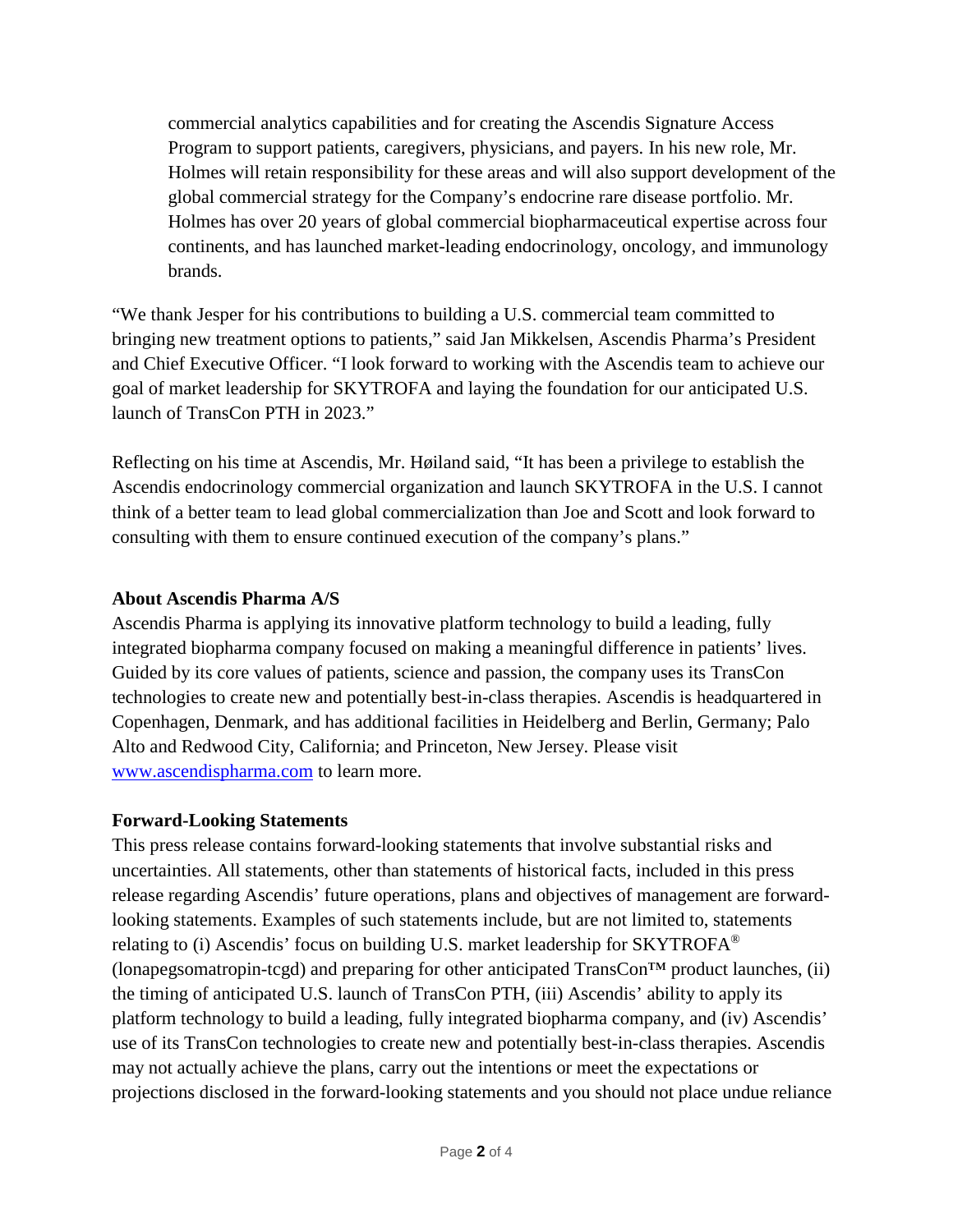commercial analytics capabilities and for creating the Ascendis Signature Access Program to support patients, caregivers, physicians, and payers. In his new role, Mr. Holmes will retain responsibility for these areas and will also support development of the global commercial strategy for the Company's endocrine rare disease portfolio. Mr. Holmes has over 20 years of global commercial biopharmaceutical expertise across four continents, and has launched market-leading endocrinology, oncology, and immunology brands.

"We thank Jesper for his contributions to building a U.S. commercial team committed to bringing new treatment options to patients," said Jan Mikkelsen, Ascendis Pharma's President and Chief Executive Officer. "I look forward to working with the Ascendis team to achieve our goal of market leadership for SKYTROFA and laying the foundation for our anticipated U.S. launch of TransCon PTH in 2023."

Reflecting on his time at Ascendis, Mr. Høiland said, "It has been a privilege to establish the Ascendis endocrinology commercial organization and launch SKYTROFA in the U.S. I cannot think of a better team to lead global commercialization than Joe and Scott and look forward to consulting with them to ensure continued execution of the company's plans."

**About Ascendis Pharma A/S**

Ascendis Pharma is applying its innovative platform technology to build a leading, fully integrated biopharma company focused on making a meaningful difference in patients' lives. Guided by its core values of patients, science and passion, the company uses its TransCon technologies to create new and potentially best-in-class therapies. Ascendis is headquartered in Copenhagen, Denmark, and has additional facilities in Heidelberg and Berlin, Germany; Palo Alto and Redwood City, California; and Princeton, New Jersey. Please visit [www.ascendispharma.com](http://www.ascendispharma.com) to learn more.

**Forward-Looking Statements**

This press release contains forward-looking statements that involve substantial risks and uncertainties. All statements, other than statements of historical facts, included in this press release regarding Ascendis' future operations, plans and objectives of management are forward-looking statements. Examples of such statements include, but are not limited to, statements relating to (i) Ascendis' focus on building U.S. market leadership for SKYTROFA® (lonapegsomatropin-tcgd) and preparing for other anticipated TransCon™ product launches, (ii) the timing of anticipated U.S. launch of TransCon PTH, (iii) Ascendis' ability to apply its platform technology to build a leading, fully integrated biopharma company, and (iv) Ascendis' use of its TransCon technologies to create new and potentially best-in-class therapies. Ascendis may not actually achieve the plans, carry out the intentions or meet the expectations or projections disclosed in the forward-looking statements and you should not place undue reliance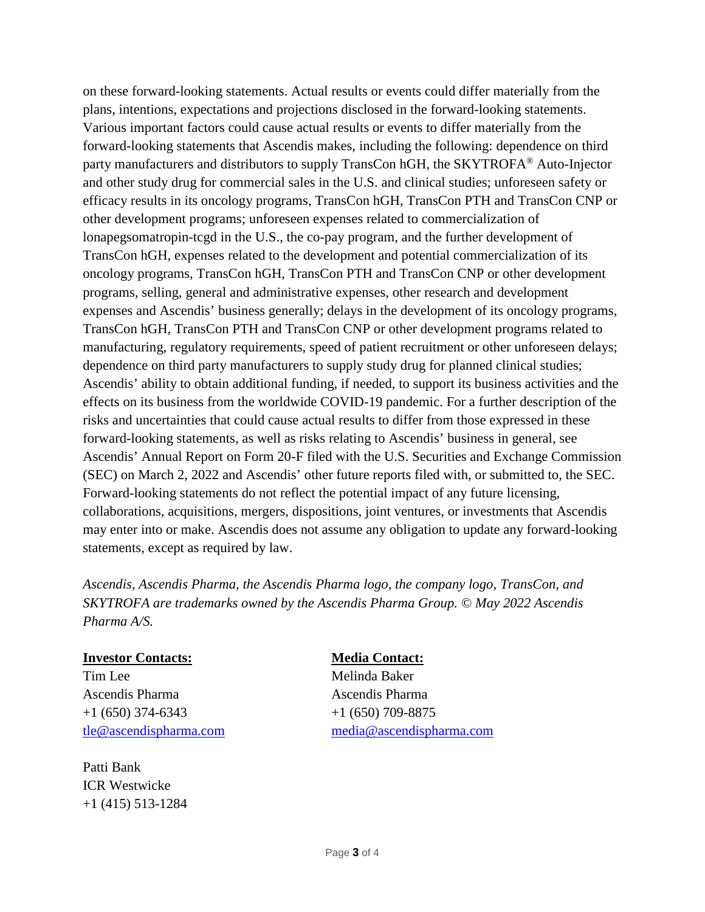on these forward-looking statements. Actual results or events could differ materially from the plans, intentions, expectations and projections disclosed in the forward-looking statements. Various important factors could cause actual results or events to differ materially from the forward-looking statements that Ascendis makes, including the following: dependence on third party manufacturers and distributors to supply TransCon hGH, the SKYTROFA® Auto-Injector and other study drug for commercial sales in the U.S. and clinical studies; unforeseen safety or efficacy results in its oncology programs, TransCon hGH, TransCon PTH and TransCon CNP or other development programs; unforeseen expenses related to commercialization of lonapegsomatropin-tcgd in the U.S., the co-pay program, and the further development of TransCon hGH, expenses related to the development and potential commercialization of its oncology programs, TransCon hGH, TransCon PTH and TransCon CNP or other development programs, selling, general and administrative expenses, other research and development expenses and Ascendis' business generally; delays in the development of its oncology programs, TransCon hGH, TransCon PTH and TransCon CNP or other development programs related to manufacturing, regulatory requirements, speed of patient recruitment or other unforeseen delays; dependence on third party manufacturers to supply study drug for planned clinical studies; Ascendis' ability to obtain additional funding, if needed, to support its business activities and the effects on its business from the worldwide COVID-19 pandemic. For a further description of the risks and uncertainties that could cause actual results to differ from those expressed in these forward-looking statements, as well as risks relating to Ascendis' business in general, see Ascendis' Annual Report on Form 20-F filed with the U.S. Securities and Exchange Commission (SEC) on March 2, 2022 and Ascendis' other future reports filed with, or submitted to, the SEC. Forward-looking statements do not reflect the potential impact of any future licensing, collaborations, acquisitions, mergers, dispositions, joint ventures, or investments that Ascendis may enter into or make. Ascendis does not assume any obligation to update any forward-looking statements, except as required by law.

*Ascendis, Ascendis Pharma, the Ascendis Pharma logo, the company logo, TransCon, and SKYTROFA are trademarks owned by the Ascendis Pharma Group. © May 2022 Ascendis Pharma A/S.*

**Investor Contacts:**

Tim Lee
Ascendis Pharma
+1 (650) 374-6343
tle@ascendispharma.com

Patti Bank
ICR Westwicke
+1 (415) 513-1284

**Media Contact:**

Melinda Baker
Ascendis Pharma
+1 (650) 709-8875
media@ascendispharma.com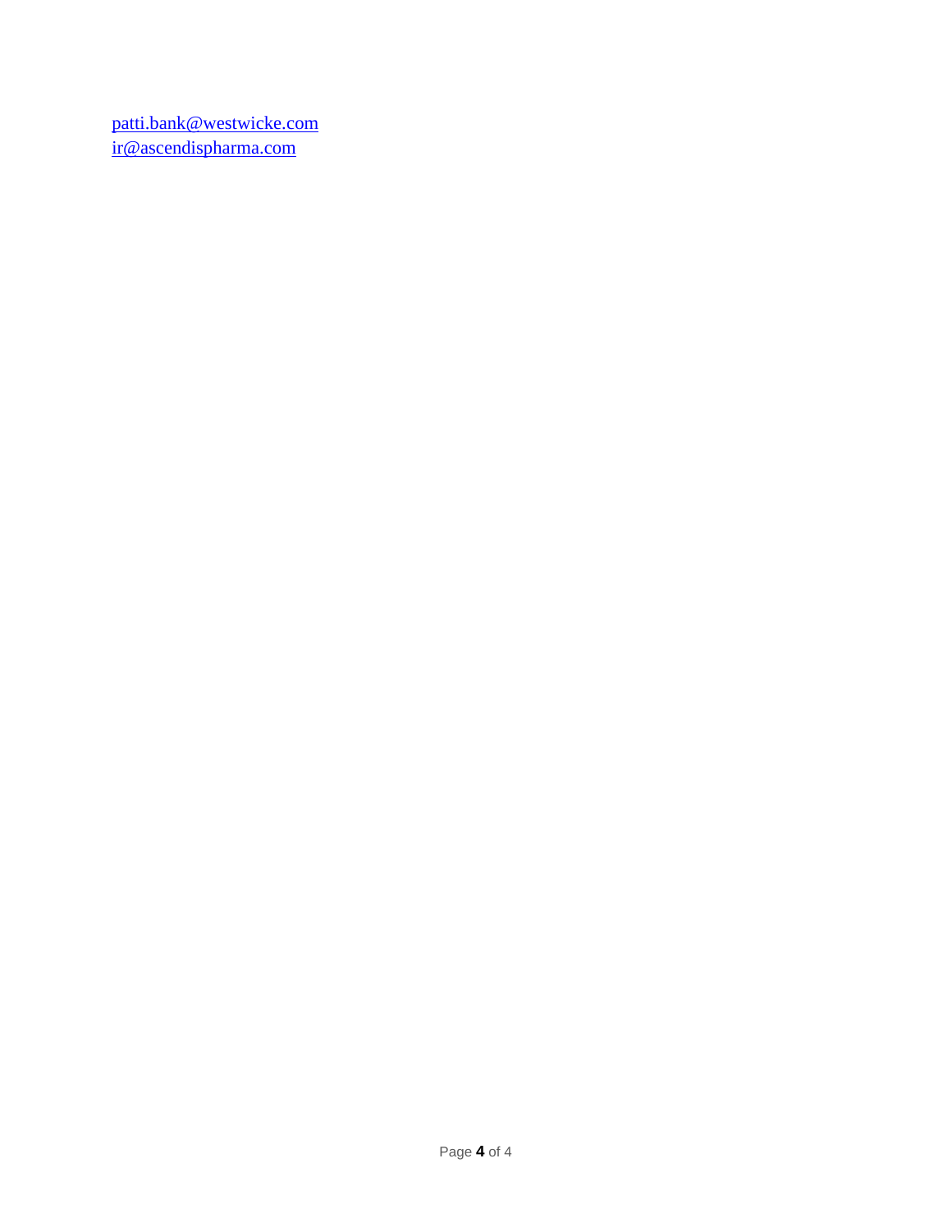patti.bank@westwicke.com
ir@ascendispharma.com